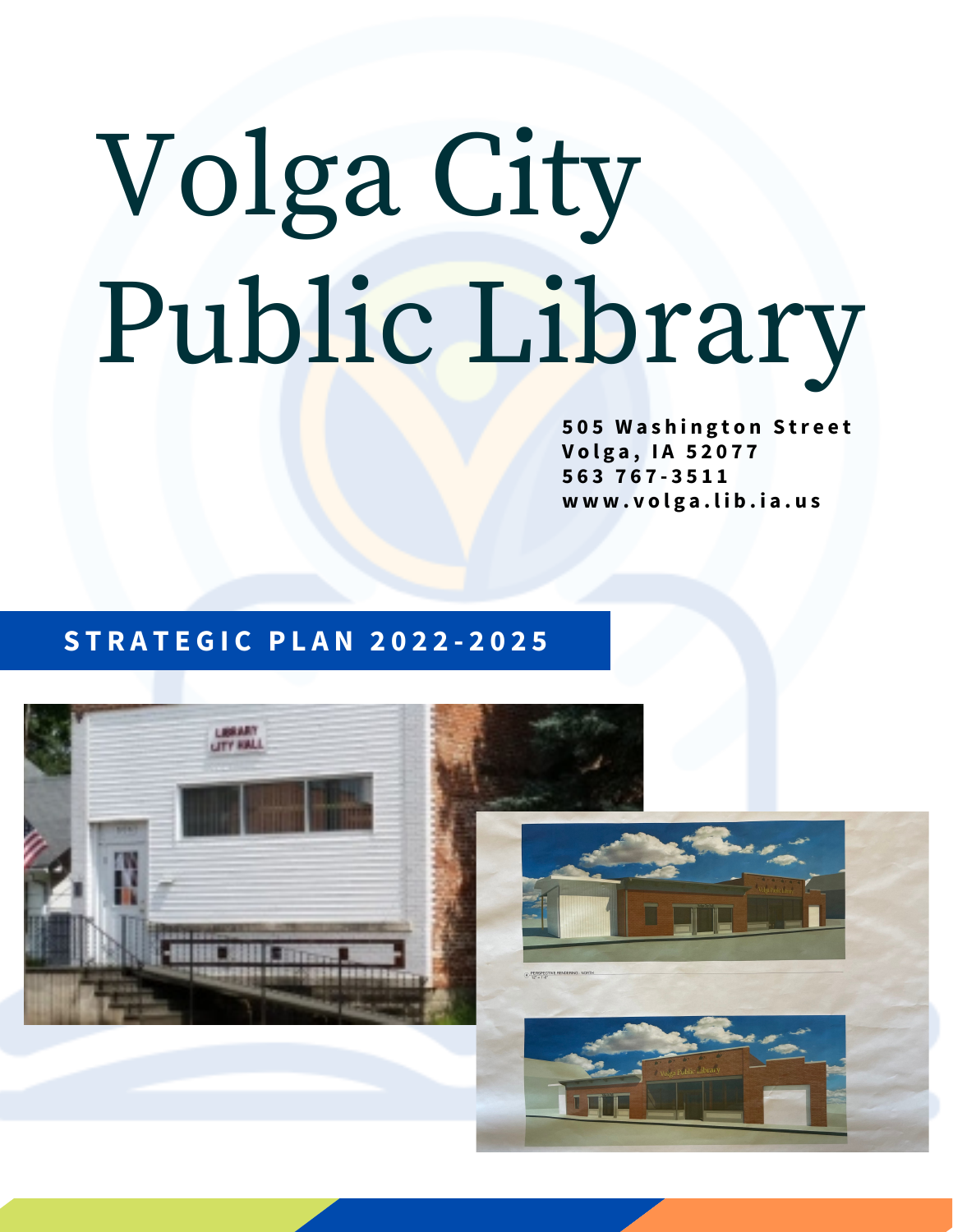# Volga City Public Library

**505 Washington Street**
**Volga, IA 52077**
**563 767-3511**
**www.volga.lib.ia.us**

## STRATEGIC PLAN 2022-2025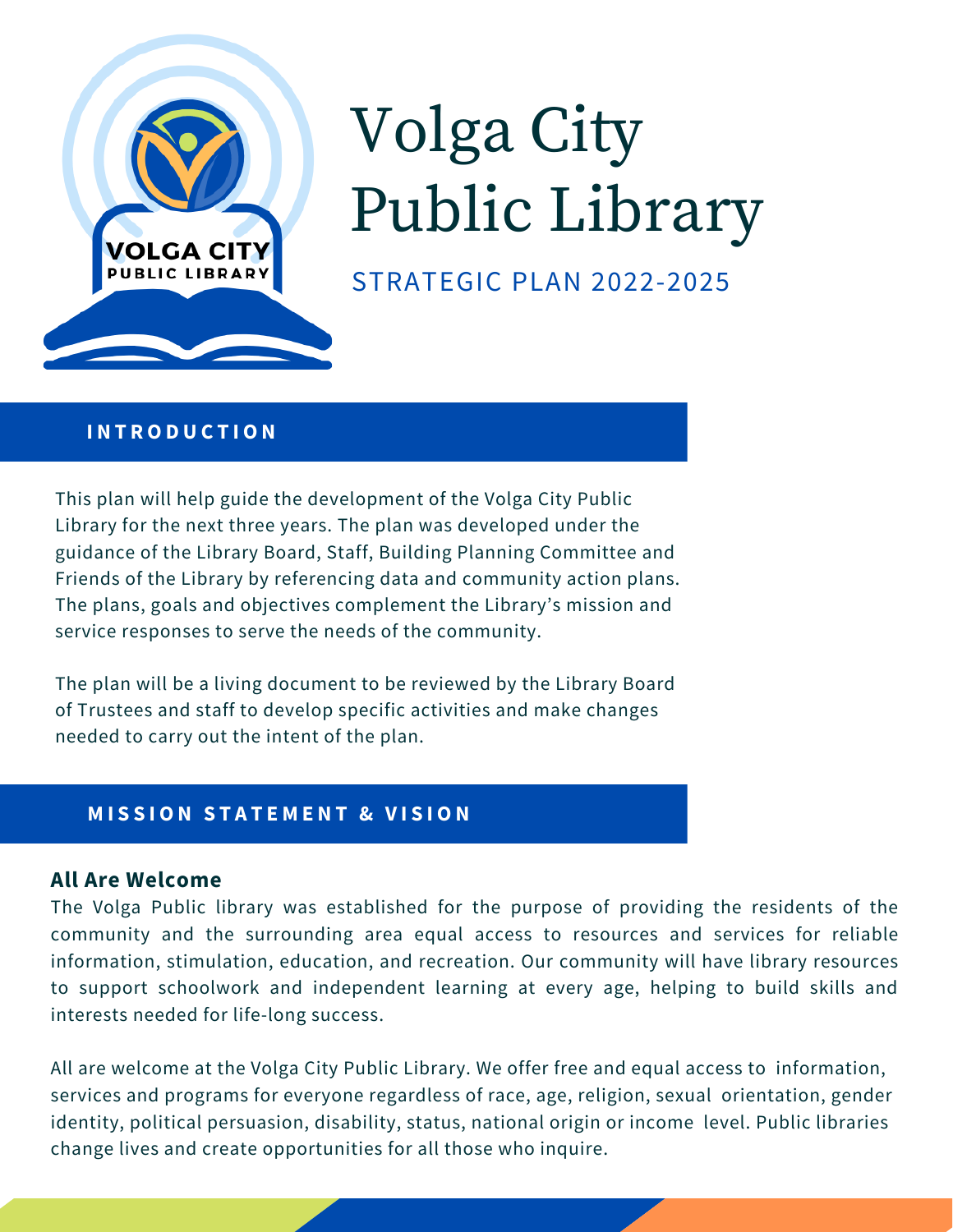# Volga City Public Library

STRATEGIC PLAN 2022-2025

## INTRODUCTION

This plan will help guide the development of the Volga City Public Library for the next three years. The plan was developed under the guidance of the Library Board, Staff, Building Planning Committee and Friends of the Library by referencing data and community action plans. The plans, goals and objectives complement the Library's mission and service responses to serve the needs of the community.

The plan will be a living document to be reviewed by the Library Board of Trustees and staff to develop specific activities and make changes needed to carry out the intent of the plan.

## MISSION STATEMENT & VISION

### All Are Welcome

The Volga Public library was established for the purpose of providing the residents of the community and the surrounding area equal access to resources and services for reliable information, stimulation, education, and recreation. Our community will have library resources to support schoolwork and independent learning at every age, helping to build skills and interests needed for life-long success.

All are welcome at the Volga City Public Library. We offer free and equal access to information, services and programs for everyone regardless of race, age, religion, sexual orientation, gender identity, political persuasion, disability, status, national origin or income level. Public libraries change lives and create opportunities for all those who inquire.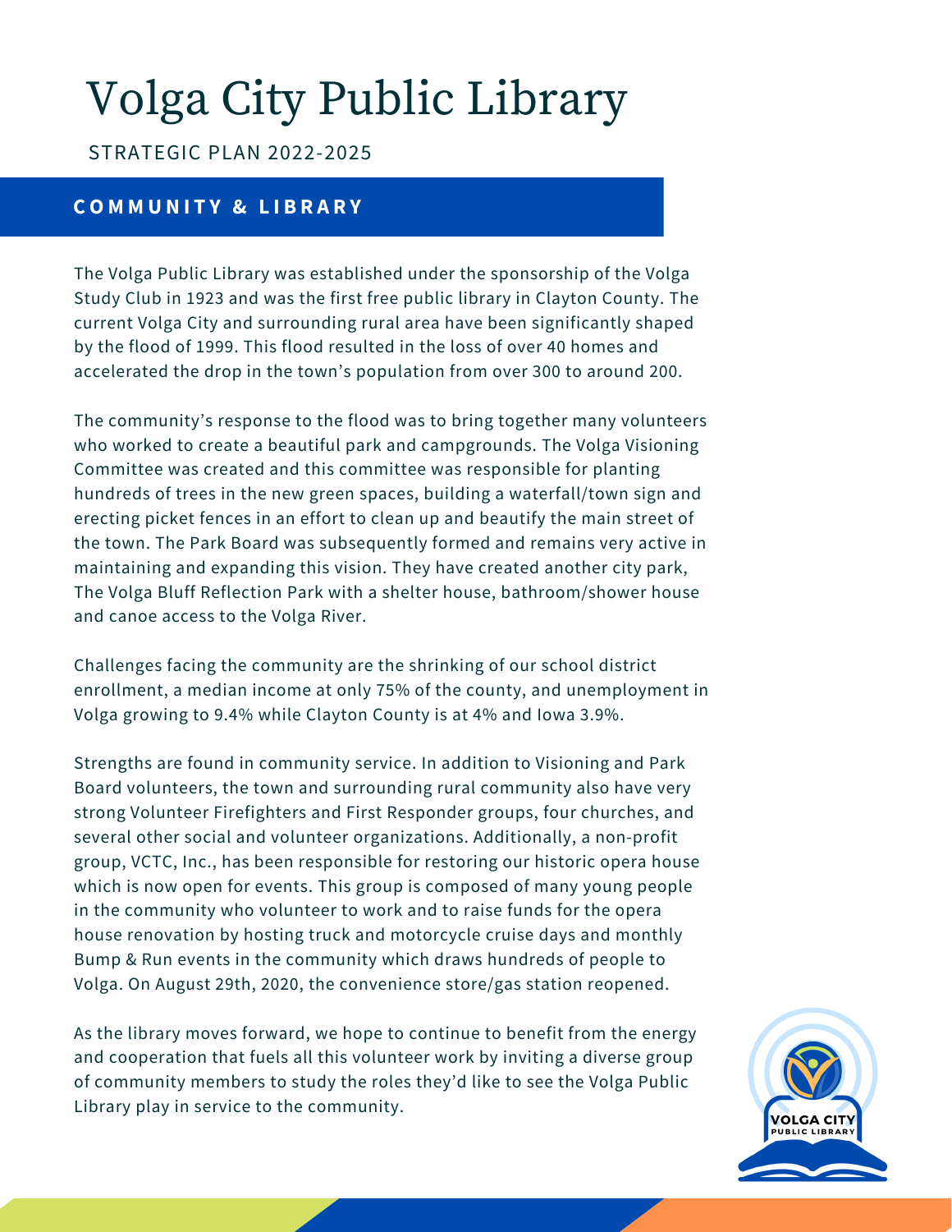# Volga City Public Library

STRATEGIC PLAN 2022-2025

## COMMUNITY & LIBRARY

The Volga Public Library was established under the sponsorship of the Volga Study Club in 1923 and was the first free public library in Clayton County. The current Volga City and surrounding rural area have been significantly shaped by the flood of 1999. This flood resulted in the loss of over 40 homes and accelerated the drop in the town's population from over 300 to around 200.

The community's response to the flood was to bring together many volunteers who worked to create a beautiful park and campgrounds. The Volga Visioning Committee was created and this committee was responsible for planting hundreds of trees in the new green spaces, building a waterfall/town sign and erecting picket fences in an effort to clean up and beautify the main street of the town. The Park Board was subsequently formed and remains very active in maintaining and expanding this vision. They have created another city park, The Volga Bluff Reflection Park with a shelter house, bathroom/shower house and canoe access to the Volga River.

Challenges facing the community are the shrinking of our school district enrollment, a median income at only 75% of the county, and unemployment in Volga growing to 9.4% while Clayton County is at 4% and Iowa 3.9%.

Strengths are found in community service. In addition to Visioning and Park Board volunteers, the town and surrounding rural community also have very strong Volunteer Firefighters and First Responder groups, four churches, and several other social and volunteer organizations. Additionally, a non-profit group, VCTC, Inc., has been responsible for restoring our historic opera house which is now open for events. This group is composed of many young people in the community who volunteer to work and to raise funds for the opera house renovation by hosting truck and motorcycle cruise days and monthly Bump & Run events in the community which draws hundreds of people to Volga. On August 29th, 2020, the convenience store/gas station reopened.

As the library moves forward, we hope to continue to benefit from the energy and cooperation that fuels all this volunteer work by inviting a diverse group of community members to study the roles they'd like to see the Volga Public Library play in service to the community.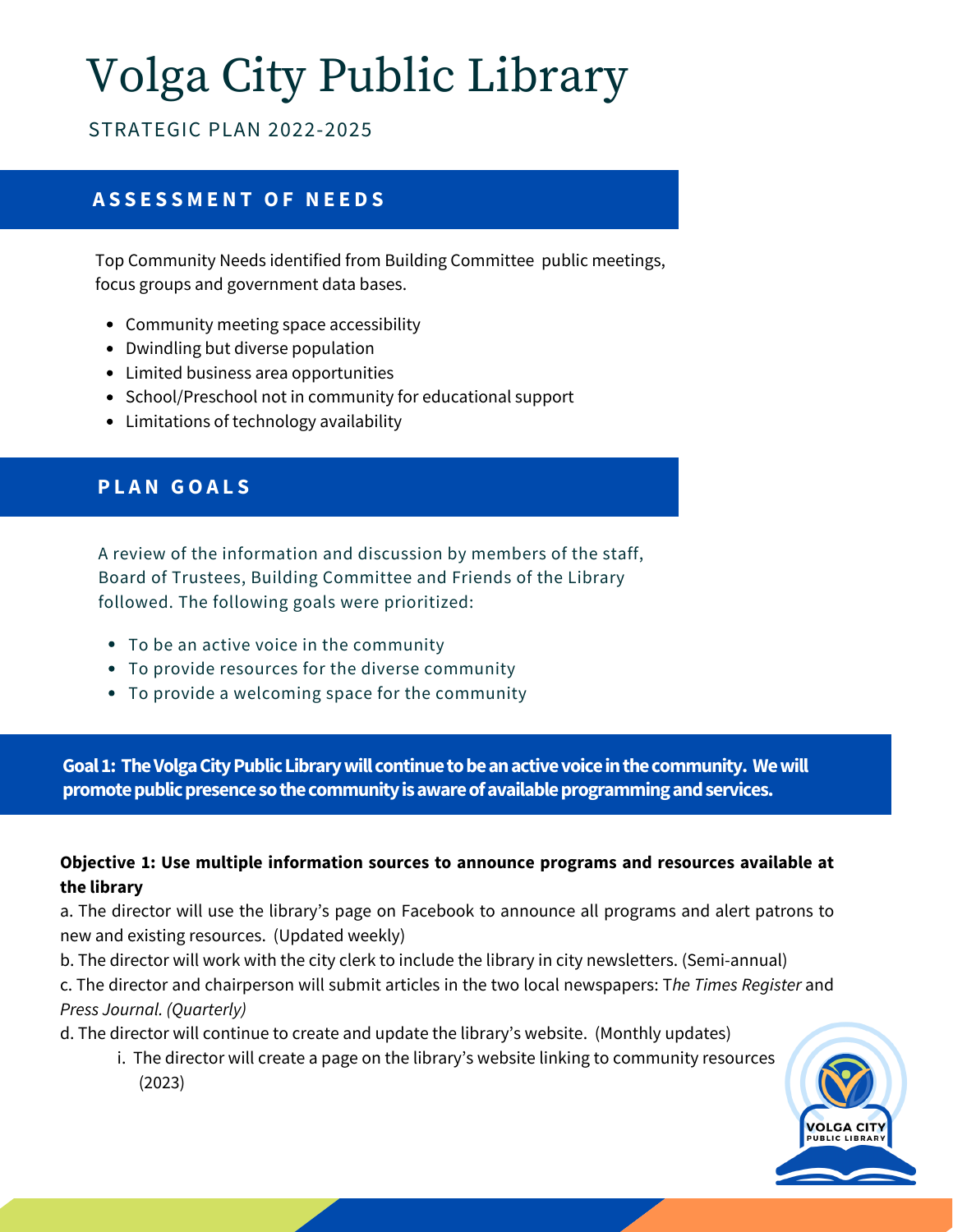# Volga City Public Library

STRATEGIC PLAN 2022-2025

## ASSESSMENT OF NEEDS

Top Community Needs identified from Building Committee public meetings, focus groups and government data bases.

- Community meeting space accessibility
- Dwindling but diverse population
- Limited business area opportunities
- School/Preschool not in community for educational support
- Limitations of technology availability

## PLAN GOALS

A review of the information and discussion by members of the staff, Board of Trustees, Building Committee and Friends of the Library followed. The following goals were prioritized:

- To be an active voice in the community
- To provide resources for the diverse community
- To provide a welcoming space for the community

**Goal 1: The Volga City Public Library will continue to be an active voice in the community. We will promote public presence so the community is aware of available programming and services.**

**Objective 1: Use multiple information sources to announce programs and resources available at the library**

a. The director will use the library's page on Facebook to announce all programs and alert patrons to new and existing resources. (Updated weekly)

b. The director will work with the city clerk to include the library in city newsletters. (Semi-annual)

c. The director and chairperson will submit articles in the two local newspapers: T*he Times Register* and *Press Journal. (Quarterly)*

d. The director will continue to create and update the library's website. (Monthly updates)

i. The director will create a page on the library's website linking to community resources (2023)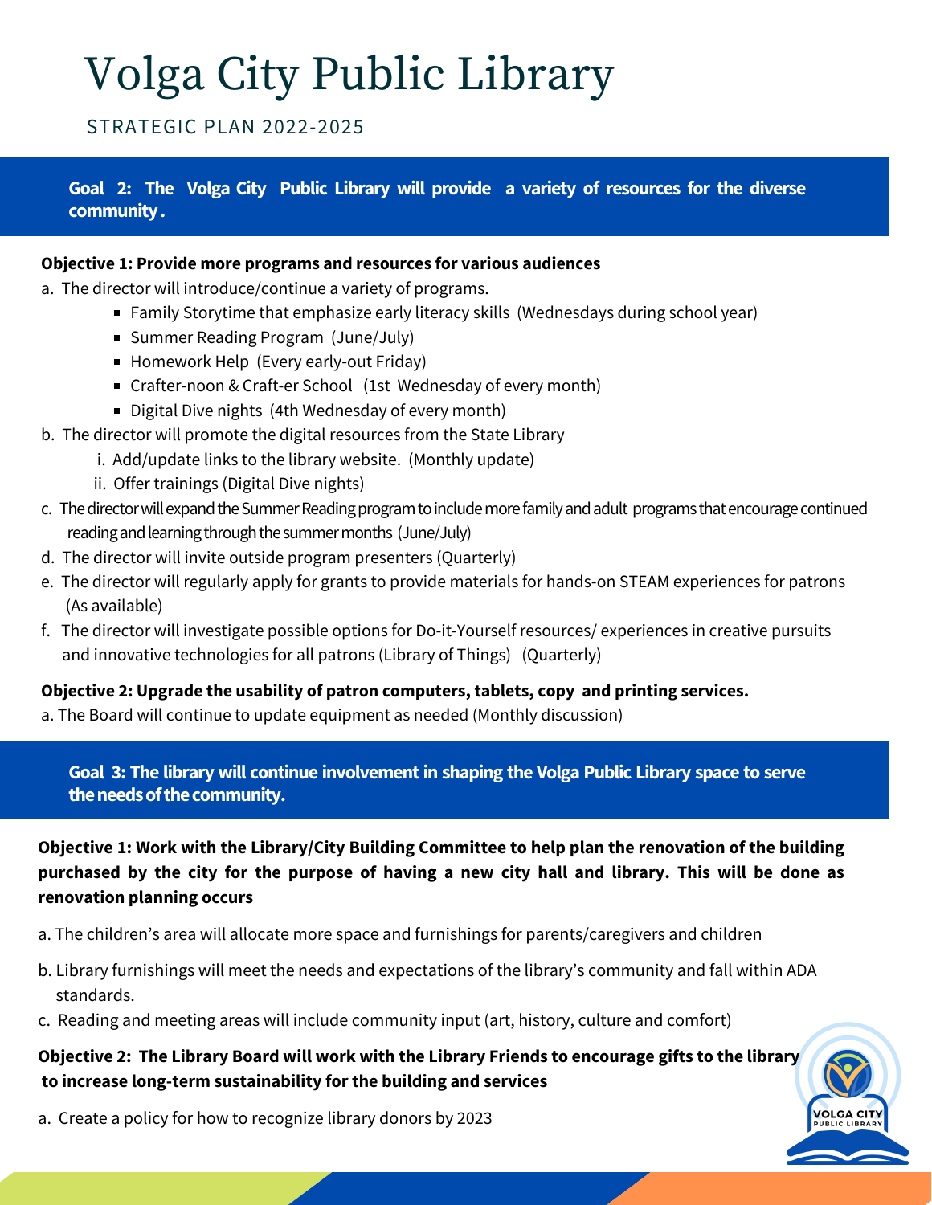# Volga City Public Library

STRATEGIC PLAN 2022-2025

## Goal 2: The Volga City Public Library will provide a variety of resources for the diverse community.

**Objective 1: Provide more programs and resources for various audiences**

a. The director will introduce/continue a variety of programs.
   - Family Storytime that emphasize early literacy skills (Wednesdays during school year)
   - Summer Reading Program (June/July)
   - Homework Help (Every early-out Friday)
   - Crafter-noon & Craft-er School (1st Wednesday of every month)
   - Digital Dive nights (4th Wednesday of every month)

b. The director will promote the digital resources from the State Library
   i. Add/update links to the library website. (Monthly update)
   ii. Offer trainings (Digital Dive nights)

c. The director will expand the Summer Reading program to include more family and adult programs that encourage continued reading and learning through the summer months (June/July)

d. The director will invite outside program presenters (Quarterly)

e. The director will regularly apply for grants to provide materials for hands-on STEAM experiences for patrons (As available)

f. The director will investigate possible options for Do-it-Yourself resources/ experiences in creative pursuits and innovative technologies for all patrons (Library of Things) (Quarterly)

**Objective 2: Upgrade the usability of patron computers, tablets, copy and printing services.**

a. The Board will continue to update equipment as needed (Monthly discussion)

## Goal 3: The library will continue involvement in shaping the Volga Public Library space to serve the needs of the community.

**Objective 1: Work with the Library/City Building Committee to help plan the renovation of the building purchased by the city for the purpose of having a new city hall and library. This will be done as renovation planning occurs**

a. The children's area will allocate more space and furnishings for parents/caregivers and children

b. Library furnishings will meet the needs and expectations of the library's community and fall within ADA standards.

c. Reading and meeting areas will include community input (art, history, culture and comfort)

**Objective 2: The Library Board will work with the Library Friends to encourage gifts to the library to increase long-term sustainability for the building and services**

a. Create a policy for how to recognize library donors by 2023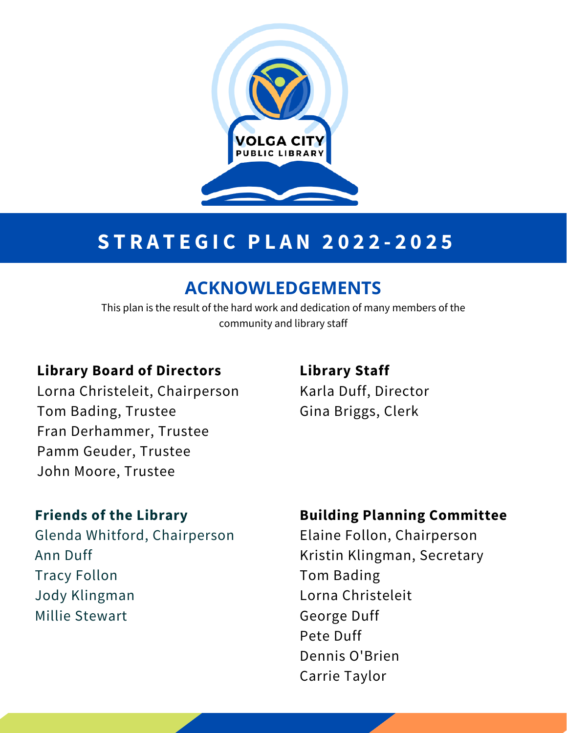VOLGA CITY
PUBLIC LIBRARY

# STRATEGIC PLAN 2022-2025

## ACKNOWLEDGEMENTS

This plan is the result of the hard work and dedication of many members of the community and library staff

### Library Board of Directors

Lorna Christeleit, Chairperson
Tom Bading, Trustee
Fran Derhammer, Trustee
Pamm Geuder, Trustee
John Moore, Trustee

### Library Staff

Karla Duff, Director
Gina Briggs, Clerk

### Friends of the Library

Glenda Whitford, Chairperson
Ann Duff
Tracy Follon
Jody Klingman
Millie Stewart

### Building Planning Committee

Elaine Follon, Chairperson
Kristin Klingman, Secretary
Tom Bading
Lorna Christeleit
George Duff
Pete Duff
Dennis O'Brien
Carrie Taylor